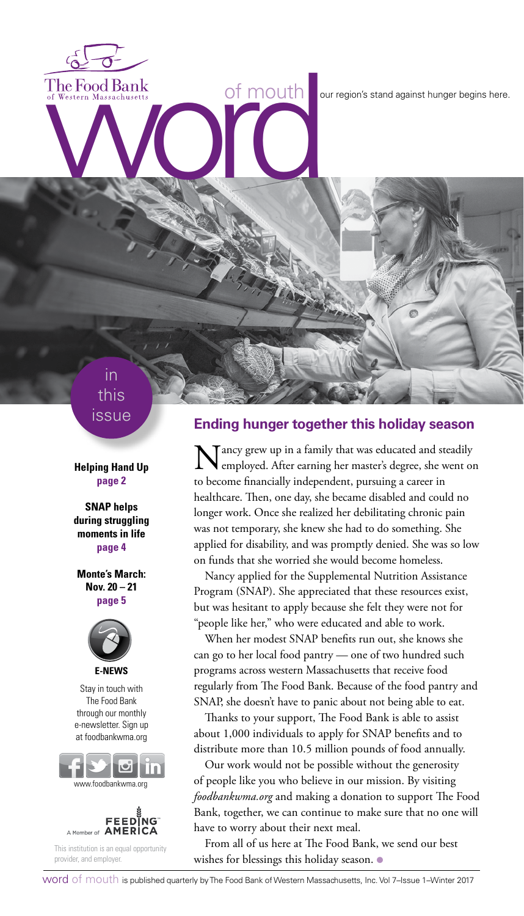The Food Bank of Western Massachusetts

# word of mouth

our region's stand against hunger begins here.

## in this issue

**Helping Hand Up**
**page 2**

**SNAP helps during struggling moments in life**
**page 4**

**Monte's March: Nov. 20 – 21**
**page 5**

**E-NEWS**

Stay in touch with The Food Bank through our monthly e-newsletter. Sign up at foodbankwma.org

www.foodbankwma.org

A Member of FEEDING AMERICA

This institution is an equal opportunity provider, and employer.

## Ending hunger together this holiday season

Nancy grew up in a family that was educated and steadily employed. After earning her master's degree, she went on to become financially independent, pursuing a career in healthcare. Then, one day, she became disabled and could no longer work. Once she realized her debilitating chronic pain was not temporary, she knew she had to do something. She applied for disability, and was promptly denied. She was so low on funds that she worried she would become homeless.

Nancy applied for the Supplemental Nutrition Assistance Program (SNAP). She appreciated that these resources exist, but was hesitant to apply because she felt they were not for "people like her," who were educated and able to work.

When her modest SNAP benefits run out, she knows she can go to her local food pantry — one of two hundred such programs across western Massachusetts that receive food regularly from The Food Bank. Because of the food pantry and SNAP, she doesn't have to panic about not being able to eat.

Thanks to your support, The Food Bank is able to assist about 1,000 individuals to apply for SNAP benefits and to distribute more than 10.5 million pounds of food annually.

Our work would not be possible without the generosity of people like you who believe in our mission. By visiting *foodbankwma.org* and making a donation to support The Food Bank, together, we can continue to make sure that no one will have to worry about their next meal.

From all of us here at The Food Bank, we send our best wishes for blessings this holiday season.

word of mouth is published quarterly by The Food Bank of Western Massachusetts, Inc. Vol 7–Issue 1–Winter 2017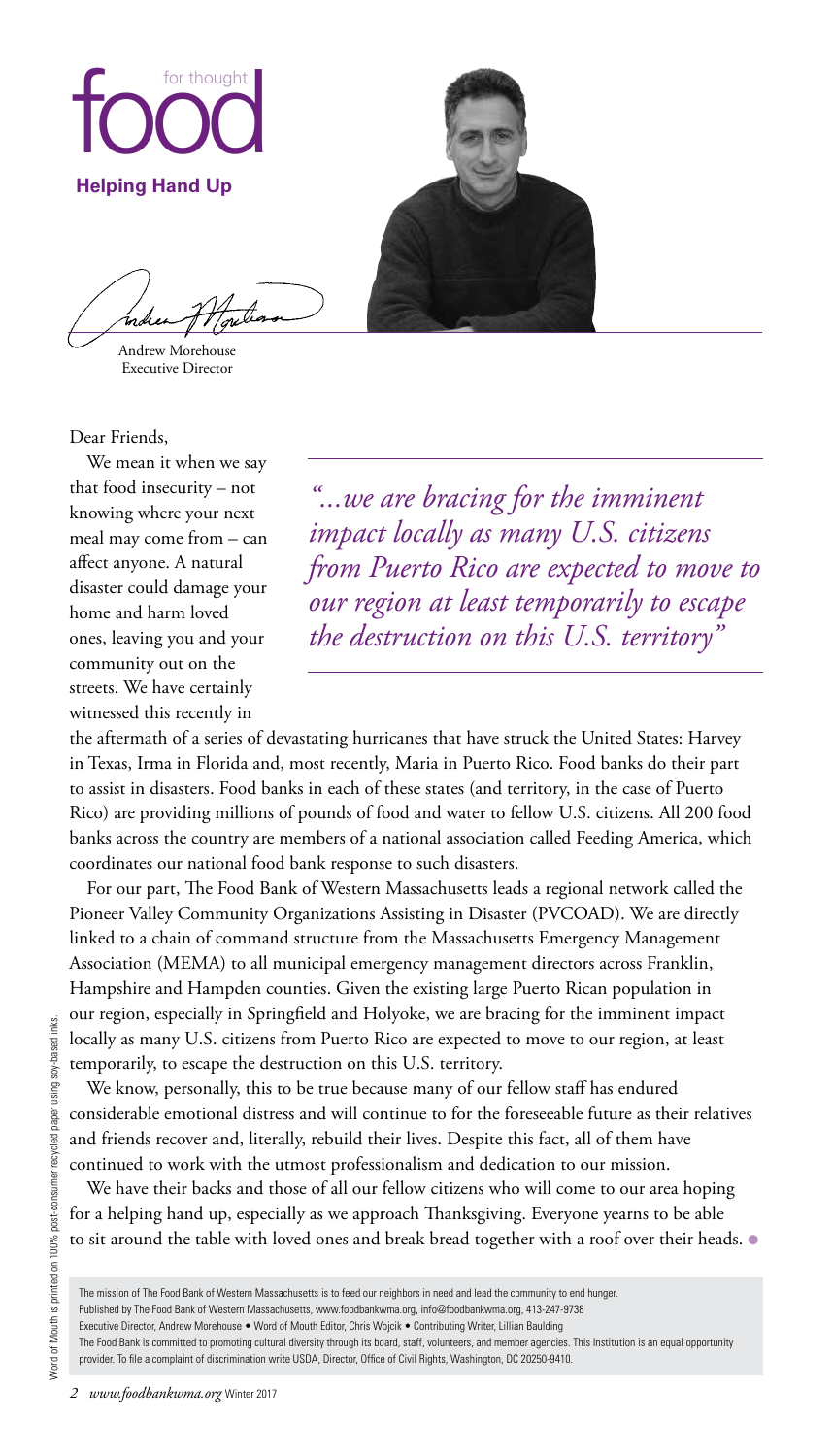# food for thought

**Helping Hand Up**

Andrew Morehouse
Executive Director

Dear Friends,

We mean it when we say that food insecurity – not knowing where your next meal may come from – can affect anyone. A natural disaster could damage your home and harm loved ones, leaving you and your community out on the streets. We have certainly witnessed this recently in the aftermath of a series of devastating hurricanes that have struck the United States: Harvey in Texas, Irma in Florida and, most recently, Maria in Puerto Rico. Food banks do their part to assist in disasters. Food banks in each of these states (and territory, in the case of Puerto Rico) are providing millions of pounds of food and water to fellow U.S. citizens. All 200 food banks across the country are members of a national association called Feeding America, which coordinates our national food bank response to such disasters.

> *"...we are bracing for the imminent impact locally as many U.S. citizens from Puerto Rico are expected to move to our region at least temporarily to escape the destruction on this U.S. territory"*

For our part, The Food Bank of Western Massachusetts leads a regional network called the Pioneer Valley Community Organizations Assisting in Disaster (PVCOAD). We are directly linked to a chain of command structure from the Massachusetts Emergency Management Association (MEMA) to all municipal emergency management directors across Franklin, Hampshire and Hampden counties. Given the existing large Puerto Rican population in our region, especially in Springfield and Holyoke, we are bracing for the imminent impact locally as many U.S. citizens from Puerto Rico are expected to move to our region, at least temporarily, to escape the destruction on this U.S. territory.

We know, personally, this to be true because many of our fellow staff has endured considerable emotional distress and will continue to for the foreseeable future as their relatives and friends recover and, literally, rebuild their lives. Despite this fact, all of them have continued to work with the utmost professionalism and dedication to our mission.

We have their backs and those of all our fellow citizens who will come to our area hoping for a helping hand up, especially as we approach Thanksgiving. Everyone yearns to be able to sit around the table with loved ones and break bread together with a roof over their heads. ●

The mission of The Food Bank of Western Massachusetts is to feed our neighbors in need and lead the community to end hunger.
Published by The Food Bank of Western Massachusetts, www.foodbankwma.org, info@foodbankwma.org, 413-247-9738
Executive Director, Andrew Morehouse • Word of Mouth Editor, Chris Wojcik • Contributing Writer, Lillian Baulding
The Food Bank is committed to promoting cultural diversity through its board, staff, volunteers, and member agencies. This Institution is an equal opportunity provider. To file a complaint of discrimination write USDA, Director, Office of Civil Rights, Washington, DC 20250-9410.

Word of Mouth is printed on 100% post-consumer recycled paper using soy-based inks.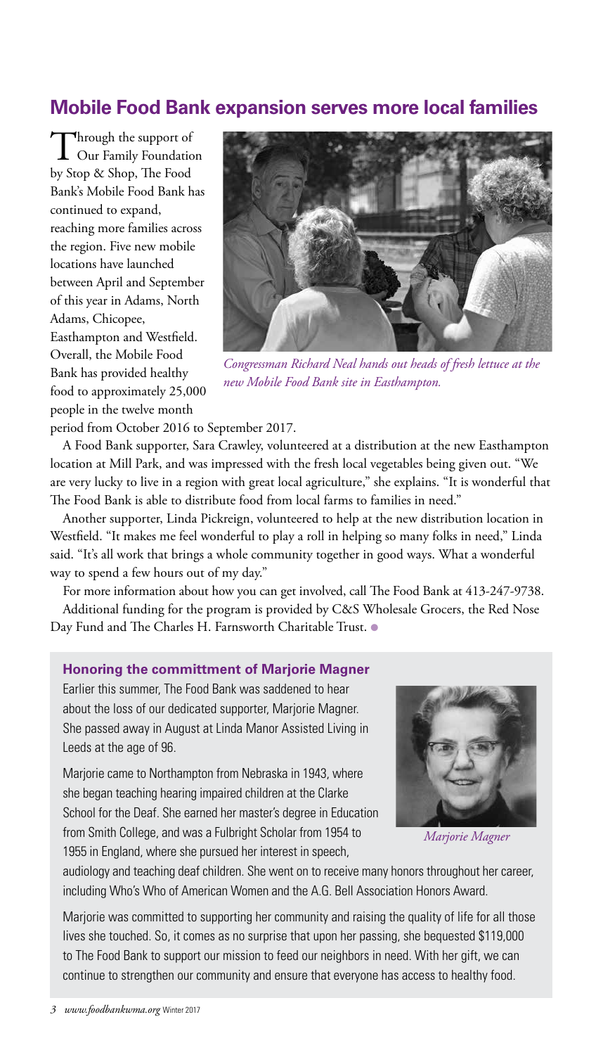## Mobile Food Bank expansion serves more local families

Through the support of Our Family Foundation by Stop & Shop, The Food Bank's Mobile Food Bank has continued to expand, reaching more families across the region. Five new mobile locations have launched between April and September of this year in Adams, North Adams, Chicopee, Easthampton and Westfield. Overall, the Mobile Food Bank has provided healthy food to approximately 25,000 people in the twelve month period from October 2016 to September 2017.

*Congressman Richard Neal hands out heads of fresh lettuce at the new Mobile Food Bank site in Easthampton.*

A Food Bank supporter, Sara Crawley, volunteered at a distribution at the new Easthampton location at Mill Park, and was impressed with the fresh local vegetables being given out. "We are very lucky to live in a region with great local agriculture," she explains. "It is wonderful that The Food Bank is able to distribute food from local farms to families in need."

Another supporter, Linda Pickreign, volunteered to help at the new distribution location in Westfield. "It makes me feel wonderful to play a roll in helping so many folks in need," Linda said. "It's all work that brings a whole community together in good ways. What a wonderful way to spend a few hours out of my day."

For more information about how you can get involved, call The Food Bank at 413-247-9738.

Additional funding for the program is provided by C&S Wholesale Grocers, the Red Nose Day Fund and The Charles H. Farnsworth Charitable Trust.

### Honoring the committment of Marjorie Magner

Earlier this summer, The Food Bank was saddened to hear about the loss of our dedicated supporter, Marjorie Magner. She passed away in August at Linda Manor Assisted Living in Leeds at the age of 96.

Marjorie came to Northampton from Nebraska in 1943, where she began teaching hearing impaired children at the Clarke School for the Deaf. She earned her master's degree in Education from Smith College, and was a Fulbright Scholar from 1954 to 1955 in England, where she pursued her interest in speech, audiology and teaching deaf children. She went on to receive many honors throughout her career, including Who's Who of American Women and the A.G. Bell Association Honors Award.

*Marjorie Magner*

Marjorie was committed to supporting her community and raising the quality of life for all those lives she touched. So, it comes as no surprise that upon her passing, she bequested $119,000 to The Food Bank to support our mission to feed our neighbors in need. With her gift, we can continue to strengthen our community and ensure that everyone has access to healthy food.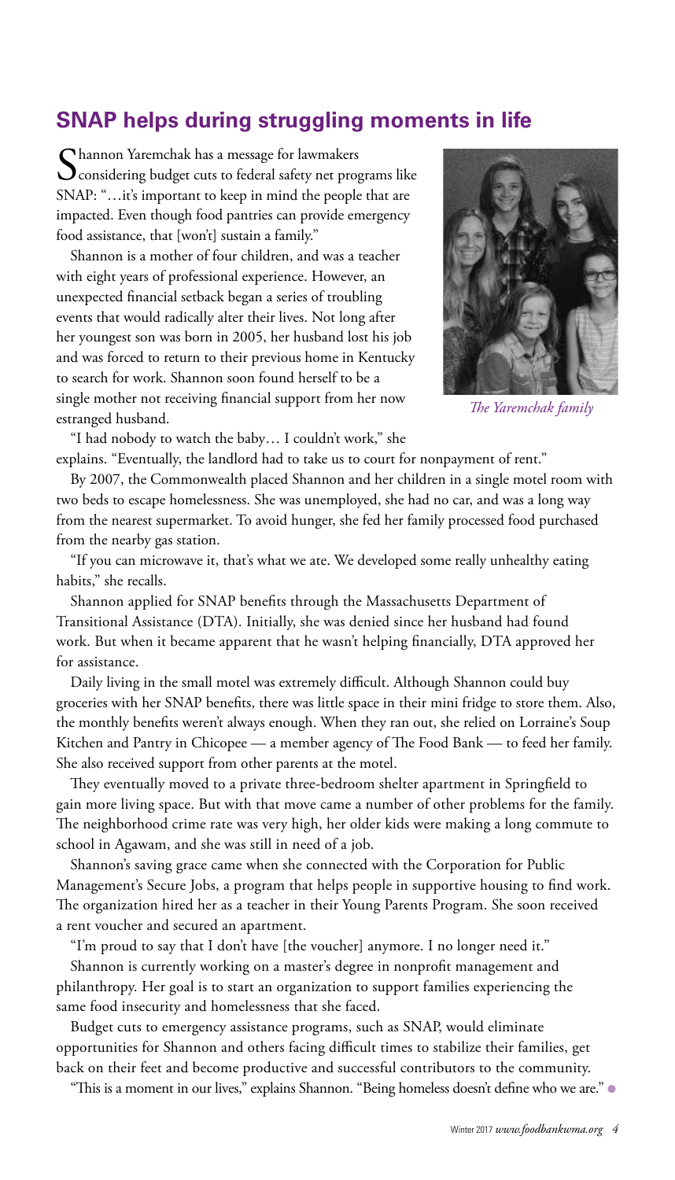## SNAP helps during struggling moments in life

Shannon Yaremchak has a message for lawmakers considering budget cuts to federal safety net programs like SNAP: "…it's important to keep in mind the people that are impacted. Even though food pantries can provide emergency food assistance, that [won't] sustain a family."

Shannon is a mother of four children, and was a teacher with eight years of professional experience. However, an unexpected financial setback began a series of troubling events that would radically alter their lives. Not long after her youngest son was born in 2005, her husband lost his job and was forced to return to their previous home in Kentucky to search for work. Shannon soon found herself to be a single mother not receiving financial support from her now estranged husband.

*The Yaremchak family*

"I had nobody to watch the baby… I couldn't work," she explains. "Eventually, the landlord had to take us to court for nonpayment of rent."

By 2007, the Commonwealth placed Shannon and her children in a single motel room with two beds to escape homelessness. She was unemployed, she had no car, and was a long way from the nearest supermarket. To avoid hunger, she fed her family processed food purchased from the nearby gas station.

"If you can microwave it, that's what we ate. We developed some really unhealthy eating habits," she recalls.

Shannon applied for SNAP benefits through the Massachusetts Department of Transitional Assistance (DTA). Initially, she was denied since her husband had found work. But when it became apparent that he wasn't helping financially, DTA approved her for assistance.

Daily living in the small motel was extremely difficult. Although Shannon could buy groceries with her SNAP benefits, there was little space in their mini fridge to store them. Also, the monthly benefits weren't always enough. When they ran out, she relied on Lorraine's Soup Kitchen and Pantry in Chicopee — a member agency of The Food Bank — to feed her family. She also received support from other parents at the motel.

They eventually moved to a private three-bedroom shelter apartment in Springfield to gain more living space. But with that move came a number of other problems for the family. The neighborhood crime rate was very high, her older kids were making a long commute to school in Agawam, and she was still in need of a job.

Shannon's saving grace came when she connected with the Corporation for Public Management's Secure Jobs, a program that helps people in supportive housing to find work. The organization hired her as a teacher in their Young Parents Program. She soon received a rent voucher and secured an apartment.

"I'm proud to say that I don't have [the voucher] anymore. I no longer need it."

Shannon is currently working on a master's degree in nonprofit management and philanthropy. Her goal is to start an organization to support families experiencing the same food insecurity and homelessness that she faced.

Budget cuts to emergency assistance programs, such as SNAP, would eliminate opportunities for Shannon and others facing difficult times to stabilize their families, get back on their feet and become productive and successful contributors to the community.

"This is a moment in our lives," explains Shannon. "Being homeless doesn't define who we are."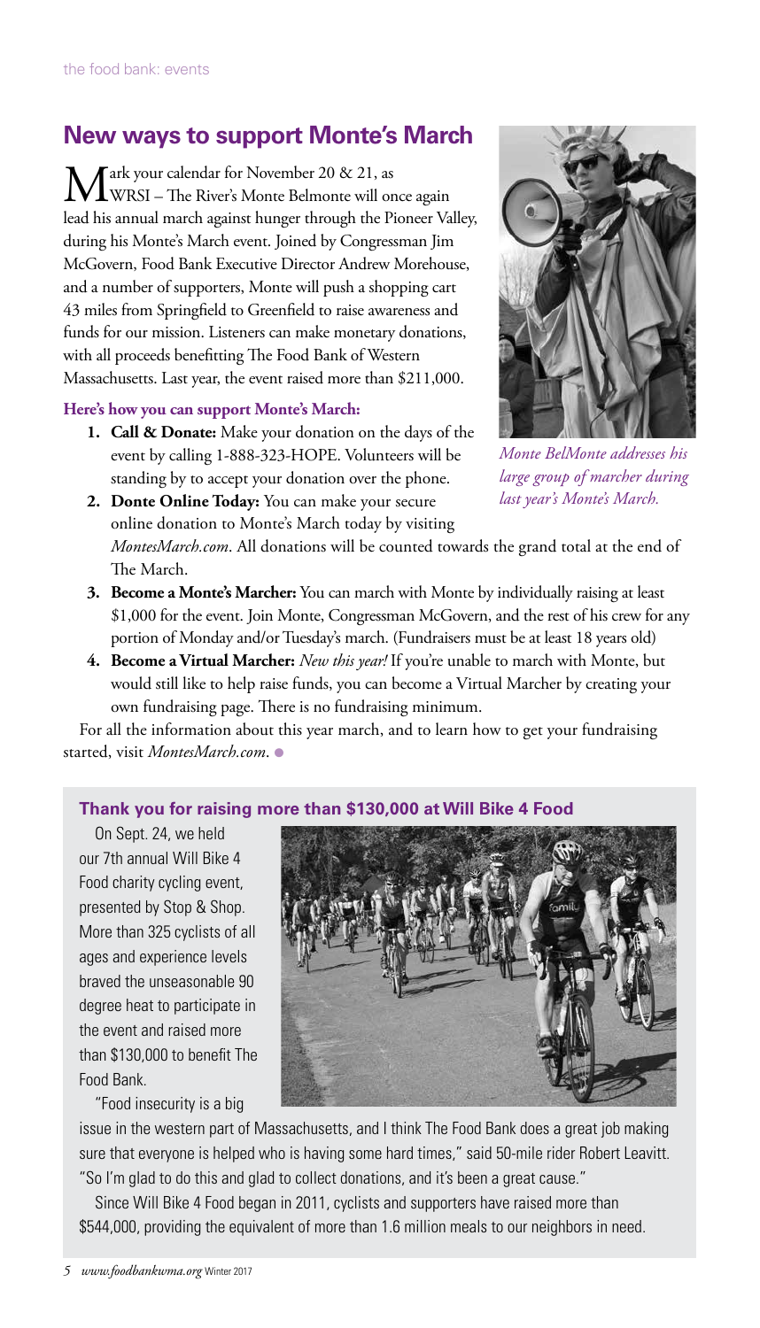## New ways to support Monte's March

Mark your calendar for November 20 & 21, as WRSI – The River's Monte Belmonte will once again lead his annual march against hunger through the Pioneer Valley, during his Monte's March event. Joined by Congressman Jim McGovern, Food Bank Executive Director Andrew Morehouse, and a number of supporters, Monte will push a shopping cart 43 miles from Springfield to Greenfield to raise awareness and funds for our mission. Listeners can make monetary donations, with all proceeds benefitting The Food Bank of Western Massachusetts. Last year, the event raised more than $211,000.

*Monte BelMonte addresses his large group of marcher during last year's Monte's March.*

**Here's how you can support Monte's March:**

1. **Call & Donate:** Make your donation on the days of the event by calling 1-888-323-HOPE. Volunteers will be standing by to accept your donation over the phone.
2. **Donte Online Today:** You can make your secure online donation to Monte's March today by visiting *MontesMarch.com*. All donations will be counted towards the grand total at the end of The March.
3. **Become a Monte's Marcher:** You can march with Monte by individually raising at least $1,000 for the event. Join Monte, Congressman McGovern, and the rest of his crew for any portion of Monday and/or Tuesday's march. (Fundraisers must be at least 18 years old)
4. **Become a Virtual Marcher:** *New this year!* If you're unable to march with Monte, but would still like to help raise funds, you can become a Virtual Marcher by creating your own fundraising page. There is no fundraising minimum.

For all the information about this year march, and to learn how to get your fundraising started, visit *MontesMarch.com*.

### Thank you for raising more than $130,000 at Will Bike 4 Food

On Sept. 24, we held our 7th annual Will Bike 4 Food charity cycling event, presented by Stop & Shop. More than 325 cyclists of all ages and experience levels braved the unseasonable 90 degree heat to participate in the event and raised more than $130,000 to benefit The Food Bank.

"Food insecurity is a big issue in the western part of Massachusetts, and I think The Food Bank does a great job making sure that everyone is helped who is having some hard times," said 50-mile rider Robert Leavitt. "So I'm glad to do this and glad to collect donations, and it's been a great cause."

Since Will Bike 4 Food began in 2011, cyclists and supporters have raised more than $544,000, providing the equivalent of more than 1.6 million meals to our neighbors in need.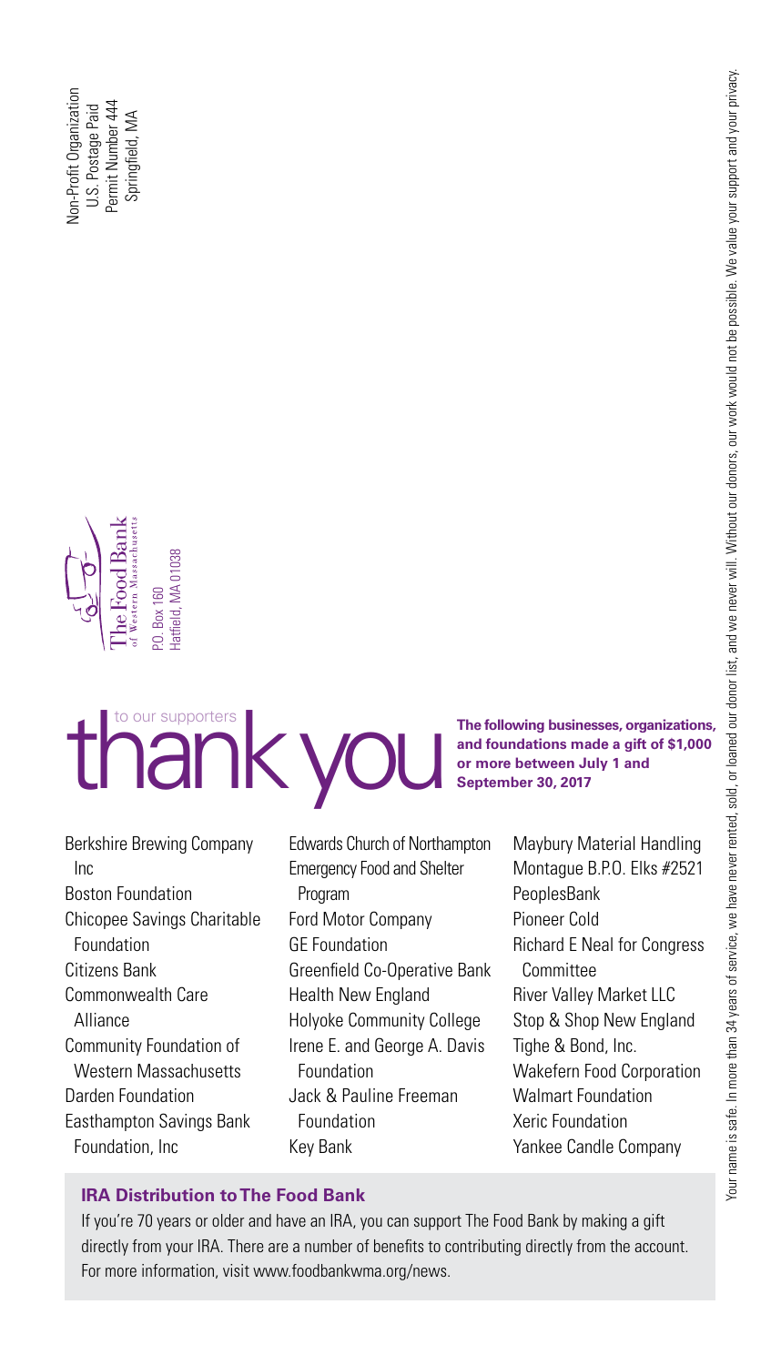Non-Profit Organization
U.S. Postage Paid
Permit Number 444
Springfield, MA

The Food Bank of Western Massachusetts
P.O. Box 160
Hatfield, MA 01038

# thank you

to our supporters

**The following businesses, organizations, and foundations made a gift of $1,000 or more between July 1 and September 30, 2017**

- Berkshire Brewing Company Inc
- Boston Foundation
- Chicopee Savings Charitable Foundation
- Citizens Bank
- Commonwealth Care Alliance
- Community Foundation of Western Massachusetts
- Darden Foundation
- Easthampton Savings Bank Foundation, Inc
- Edwards Church of Northampton Emergency Food and Shelter Program
- Ford Motor Company
- GE Foundation
- Greenfield Co-Operative Bank
- Health New England
- Holyoke Community College
- Irene E. and George A. Davis Foundation
- Jack & Pauline Freeman Foundation
- Key Bank
- Maybury Material Handling
- Montague B.P.O. Elks #2521
- PeoplesBank
- Pioneer Cold
- Richard E Neal for Congress Committee
- River Valley Market LLC
- Stop & Shop New England
- Tighe & Bond, Inc.
- Wakefern Food Corporation
- Walmart Foundation
- Xeric Foundation
- Yankee Candle Company

## IRA Distribution to The Food Bank

If you're 70 years or older and have an IRA, you can support The Food Bank by making a gift directly from your IRA. There are a number of benefits to contributing directly from the account. For more information, visit www.foodbankwma.org/news.

Your name is safe. In more than 34 years of service, we have never rented, sold, or loaned our donor list, and we never will. Without our donors, our work would not be possible. We value your support and your privacy.